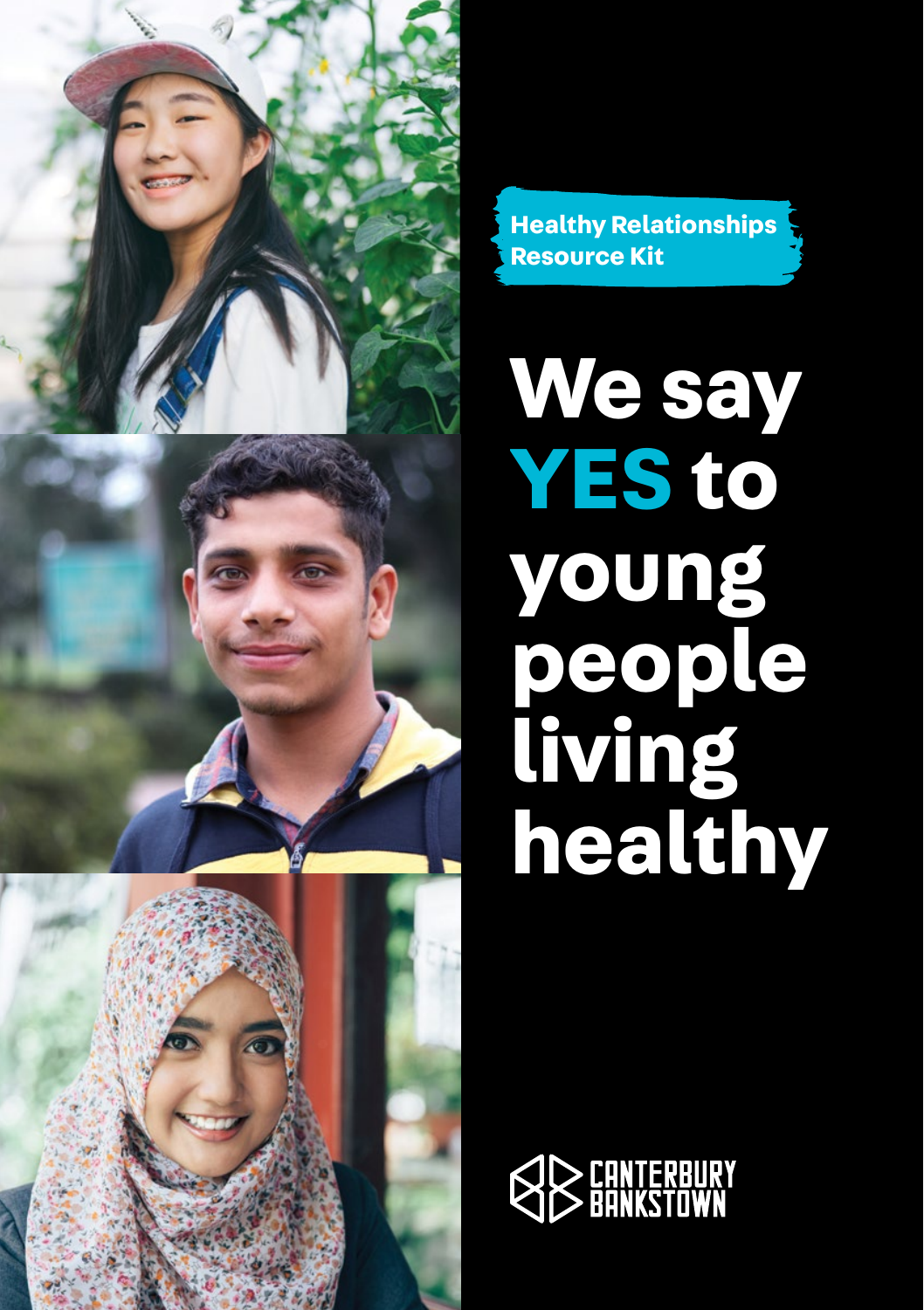Healthy Relationships Resource Kit

# We say YES to young people living healthy

CANTERBURY BANKSTOWN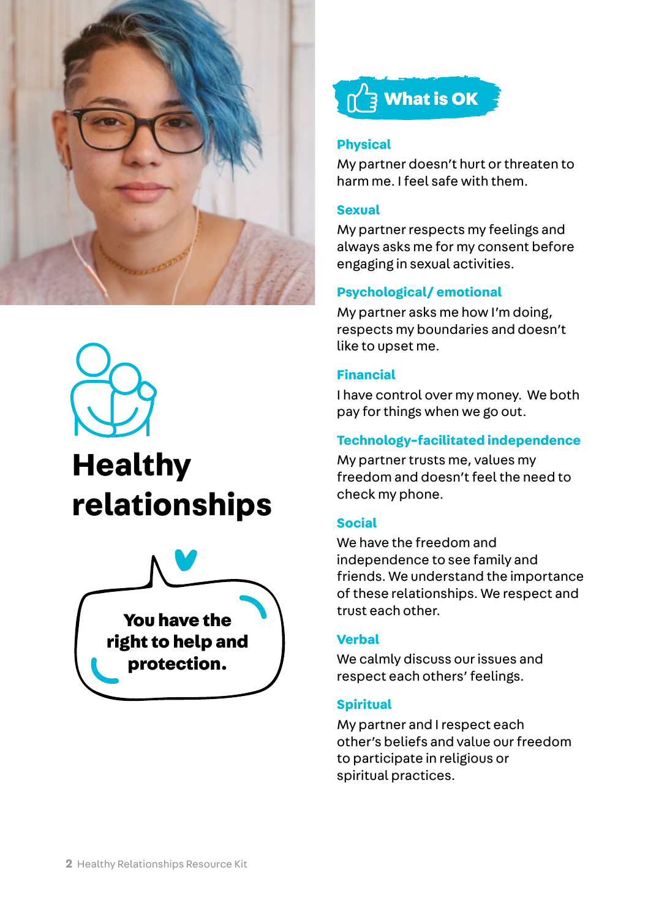# Healthy relationships

You have the right to help and protection.

## What is OK

### Physical

My partner doesn't hurt or threaten to harm me. I feel safe with them.

### Sexual

My partner respects my feelings and always asks me for my consent before engaging in sexual activities.

### Psychological/ emotional

My partner asks me how I'm doing, respects my boundaries and doesn't like to upset me.

### Financial

I have control over my money. We both pay for things when we go out.

### Technology-facilitated independence

My partner trusts me, values my freedom and doesn't feel the need to check my phone.

### Social

We have the freedom and independence to see family and friends. We understand the importance of these relationships. We respect and trust each other.

### Verbal

We calmly discuss our issues and respect each others' feelings.

### Spiritual

My partner and I respect each other's beliefs and value our freedom to participate in religious or spiritual practices.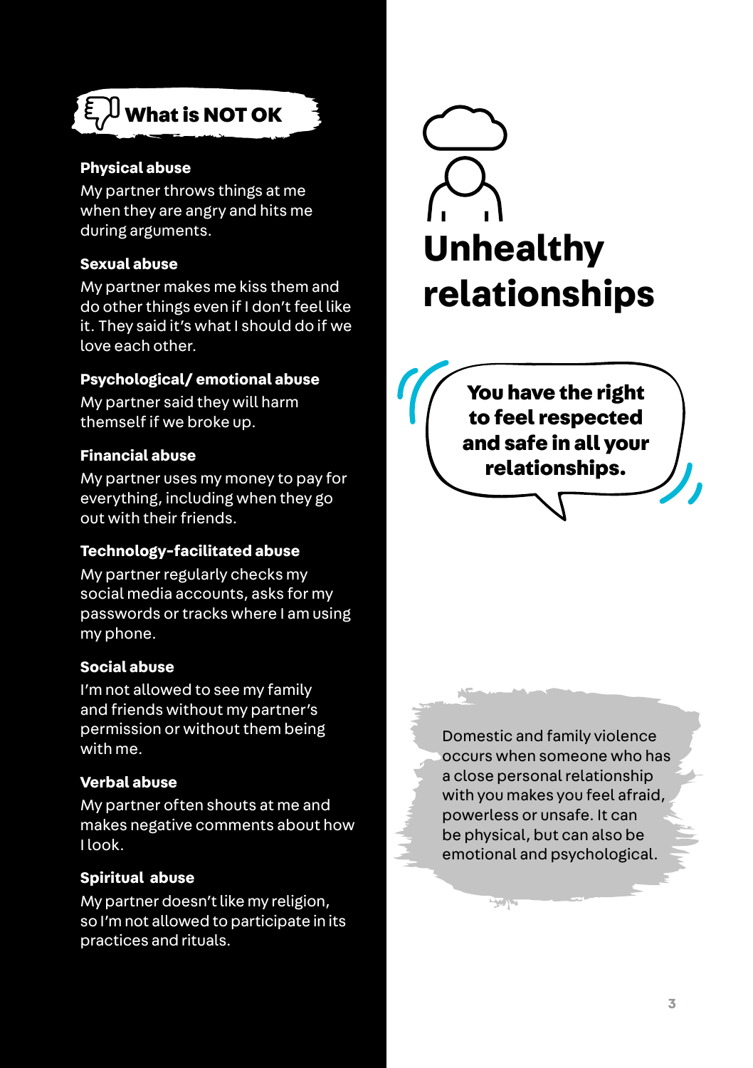# Unhealthy relationships

**You have the right to feel respected and safe in all your relationships.**

Domestic and family violence occurs when someone who has a close personal relationship with you makes you feel afraid, powerless or unsafe. It can be physical, but can also be emotional and psychological.

## What is NOT OK

**Physical abuse**

My partner throws things at me when they are angry and hits me during arguments.

**Sexual abuse**

My partner makes me kiss them and do other things even if I don't feel like it. They said it's what I should do if we love each other.

**Psychological/ emotional abuse**

My partner said they will harm themself if we broke up.

**Financial abuse**

My partner uses my money to pay for everything, including when they go out with their friends.

**Technology-facilitated abuse**

My partner regularly checks my social media accounts, asks for my passwords or tracks where I am using my phone.

**Social abuse**

I'm not allowed to see my family and friends without my partner's permission or without them being with me.

**Verbal abuse**

My partner often shouts at me and makes negative comments about how I look.

**Spiritual abuse**

My partner doesn't like my religion, so I'm not allowed to participate in its practices and rituals.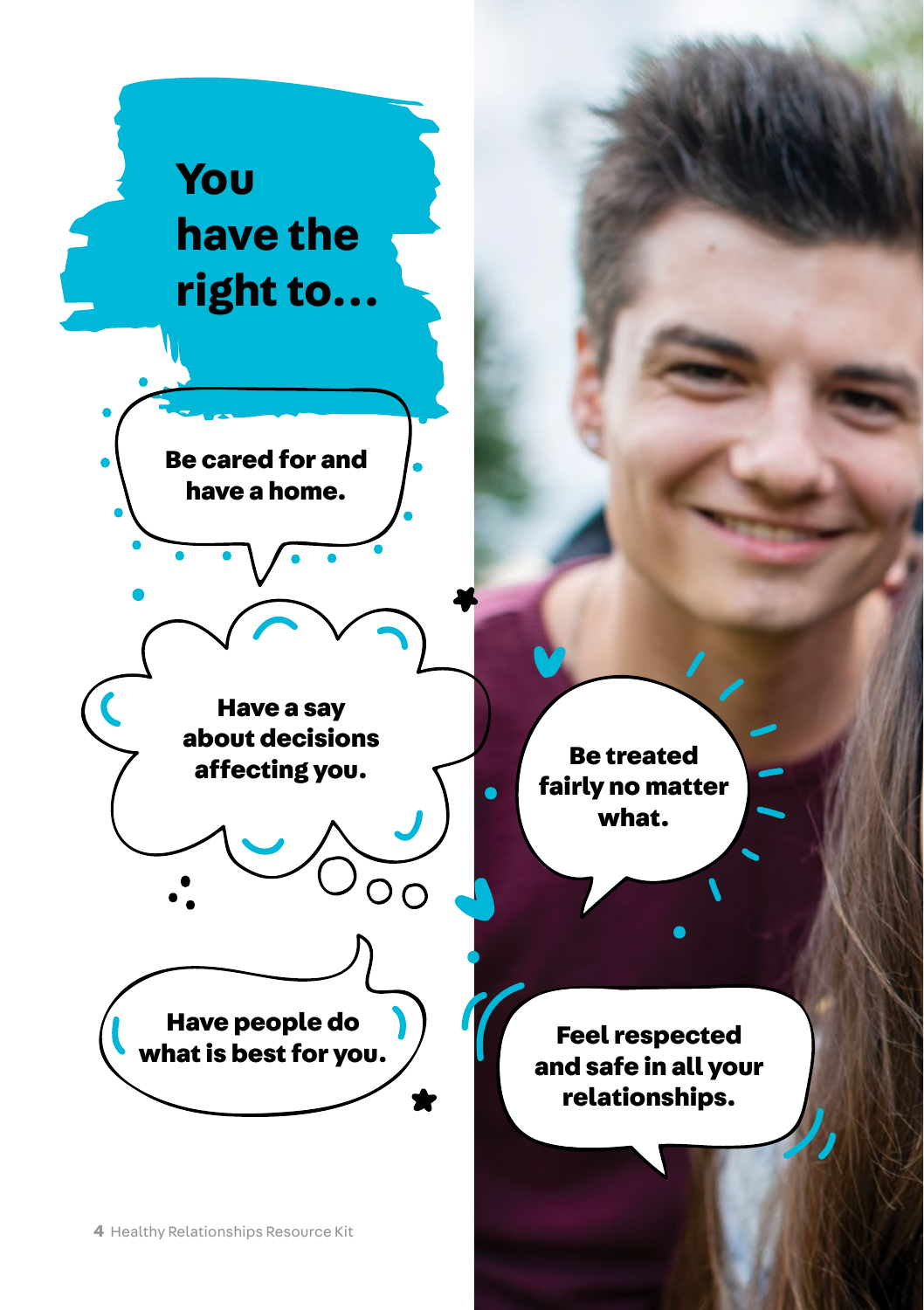# You have the right to...

- Be cared for and have a home.
- Have a say about decisions affecting you.
- Have people do what is best for you.
- Be treated fairly no matter what.
- Feel respected and safe in all your relationships.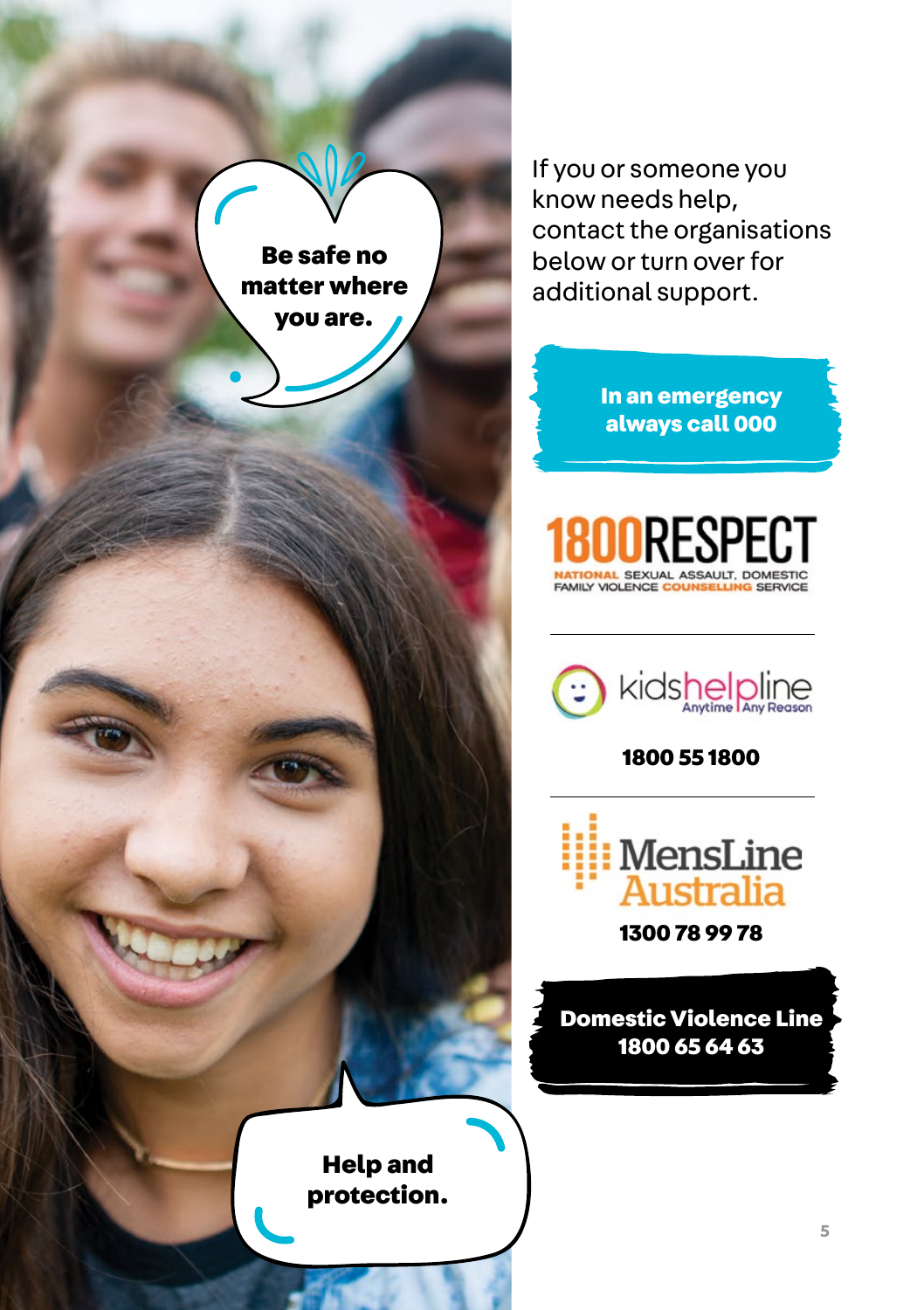Be safe no matter where you are.

If you or someone you know needs help, contact the organisations below or turn over for additional support.

**In an emergency always call 000**

**1800RESPECT**

NATIONAL SEXUAL ASSAULT, DOMESTIC FAMILY VIOLENCE COUNSELLING SERVICE

---

kidshelpline

Anytime | Any Reason

**1800 55 1800**

---

MensLine Australia

**1300 78 99 78**

**Domestic Violence Line 1800 65 64 63**

Help and protection.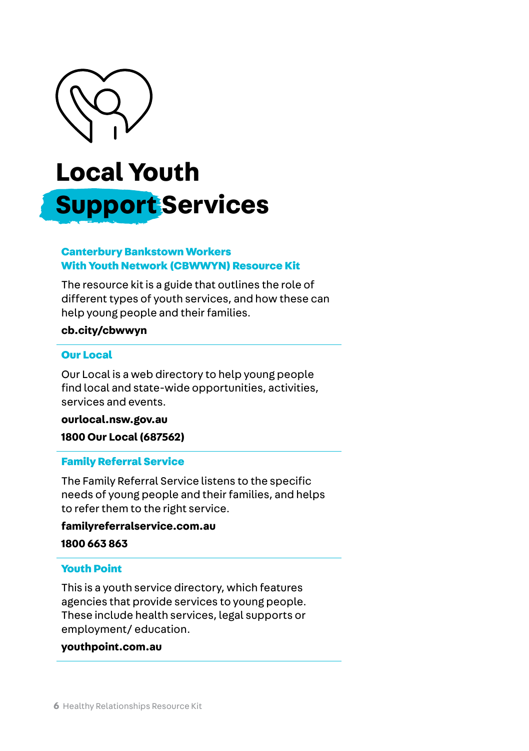# Local Youth Support Services

### Canterbury Bankstown Workers With Youth Network (CBWWYN) Resource Kit

The resource kit is a guide that outlines the role of different types of youth services, and how these can help young people and their families.

**cb.city/cbwwyn**

### Our Local

Our Local is a web directory to help young people find local and state-wide opportunities, activities, services and events.

**ourlocal.nsw.gov.au**

**1800 Our Local (687562)**

### Family Referral Service

The Family Referral Service listens to the specific needs of young people and their families, and helps to refer them to the right service.

**familyreferralservice.com.au**

**1800 663 863**

### Youth Point

This is a youth service directory, which features agencies that provide services to young people. These include health services, legal supports or employment/ education.

**youthpoint.com.au**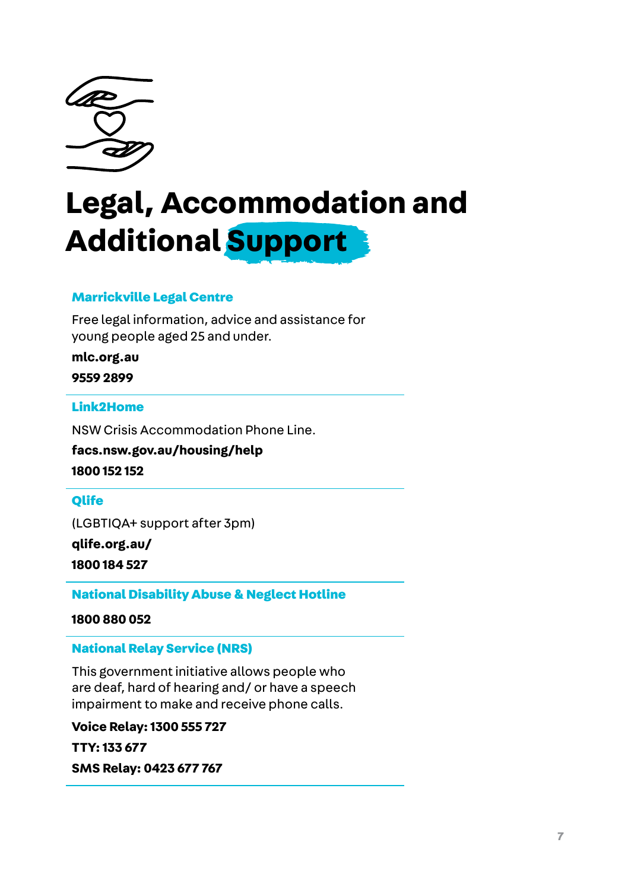# Legal, Accommodation and Additional Support

### Marrickville Legal Centre

Free legal information, advice and assistance for young people aged 25 and under.

**mlc.org.au**

**9559 2899**

### Link2Home

NSW Crisis Accommodation Phone Line.

**facs.nsw.gov.au/housing/help**

**1800 152 152**

### Qlife

(LGBTIQA+ support after 3pm)

**qlife.org.au/**

**1800 184 527**

### National Disability Abuse & Neglect Hotline

**1800 880 052**

### National Relay Service (NRS)

This government initiative allows people who are deaf, hard of hearing and/ or have a speech impairment to make and receive phone calls.

**Voice Relay: 1300 555 727**

**TTY: 133 677**

**SMS Relay: 0423 677 767**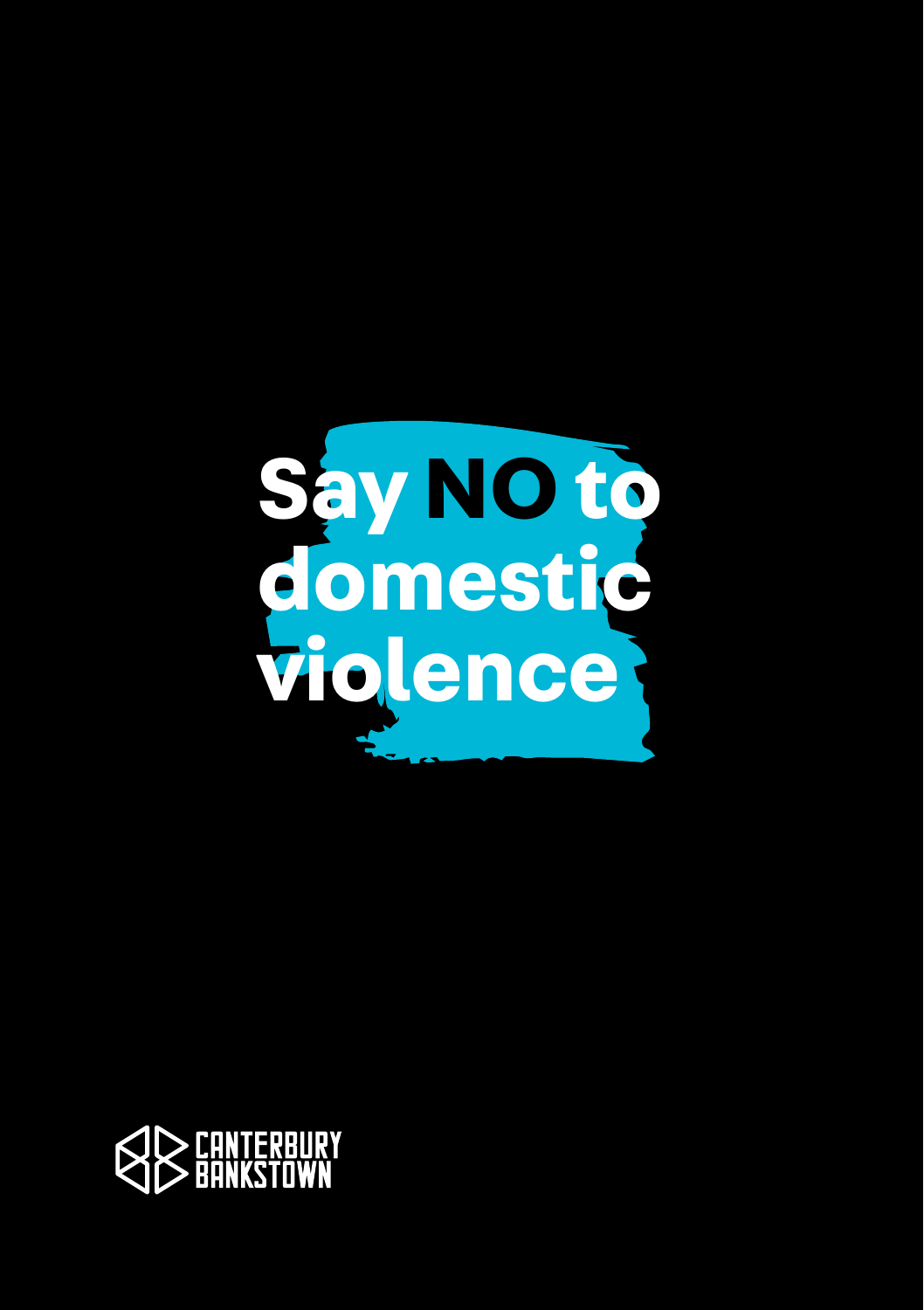# Say **NO** to domestic violence

CANTERBURY BANKSTOWN